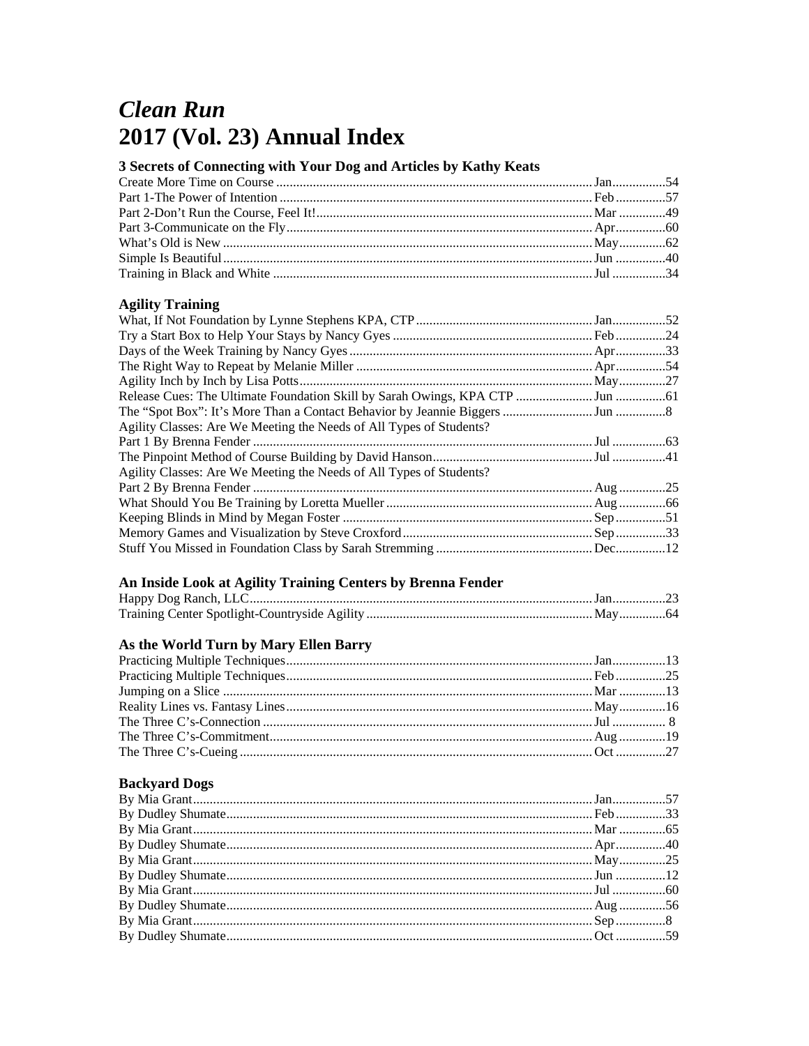# *Clean Run*
# 2017 (Vol. 23) Annual Index

### 3 Secrets of Connecting with Your Dog and Articles by Kathy Keats

Create More Time on Course ........ Jan ........ 54
Part 1-The Power of Intention ........ Feb ........ 57
Part 2-Don't Run the Course, Feel It! ........ Mar ........ 49
Part 3-Communicate on the Fly ........ Apr ........ 60
What's Old is New ........ May ........ 62
Simple Is Beautiful ........ Jun ........ 40
Training in Black and White ........ Jul ........ 34

### Agility Training

What, If Not Foundation by Lynne Stephens KPA, CTP ........ Jan ........ 52
Try a Start Box to Help Your Stays by Nancy Gyes ........ Feb ........ 24
Days of the Week Training by Nancy Gyes ........ Apr ........ 33
The Right Way to Repeat by Melanie Miller ........ Apr ........ 54
Agility Inch by Inch by Lisa Potts ........ May ........ 27
Release Cues: The Ultimate Foundation Skill by Sarah Owings, KPA CTP ........ Jun ........ 61
The "Spot Box": It's More Than a Contact Behavior by Jeannie Biggers ........ Jun ........ 8
Agility Classes: Are We Meeting the Needs of All Types of Students?
Part 1 By Brenna Fender ........ Jul ........ 63
The Pinpoint Method of Course Building by David Hanson ........ Jul ........ 41
Agility Classes: Are We Meeting the Needs of All Types of Students?
Part 2 By Brenna Fender ........ Aug ........ 25
What Should You Be Training by Loretta Mueller ........ Aug ........ 66
Keeping Blinds in Mind by Megan Foster ........ Sep ........ 51
Memory Games and Visualization by Steve Croxford ........ Sep ........ 33
Stuff You Missed in Foundation Class by Sarah Stremming ........ Dec ........ 12

### An Inside Look at Agility Training Centers by Brenna Fender

Happy Dog Ranch, LLC ........ Jan ........ 23
Training Center Spotlight-Countryside Agility ........ May ........ 64

### As the World Turn by Mary Ellen Barry

Practicing Multiple Techniques ........ Jan ........ 13
Practicing Multiple Techniques ........ Feb ........ 25
Jumping on a Slice ........ Mar ........ 13
Reality Lines vs. Fantasy Lines ........ May ........ 16
The Three C's-Connection ........ Jul ........ 8
The Three C's-Commitment ........ Aug ........ 19
The Three C's-Cueing ........ Oct ........ 27

### Backyard Dogs

By Mia Grant ........ Jan ........ 57
By Dudley Shumate ........ Feb ........ 33
By Mia Grant ........ Mar ........ 65
By Dudley Shumate ........ Apr ........ 40
By Mia Grant ........ May ........ 25
By Dudley Shumate ........ Jun ........ 12
By Mia Grant ........ Jul ........ 60
By Dudley Shumate ........ Aug ........ 56
By Mia Grant ........ Sep ........ 8
By Dudley Shumate ........ Oct ........ 59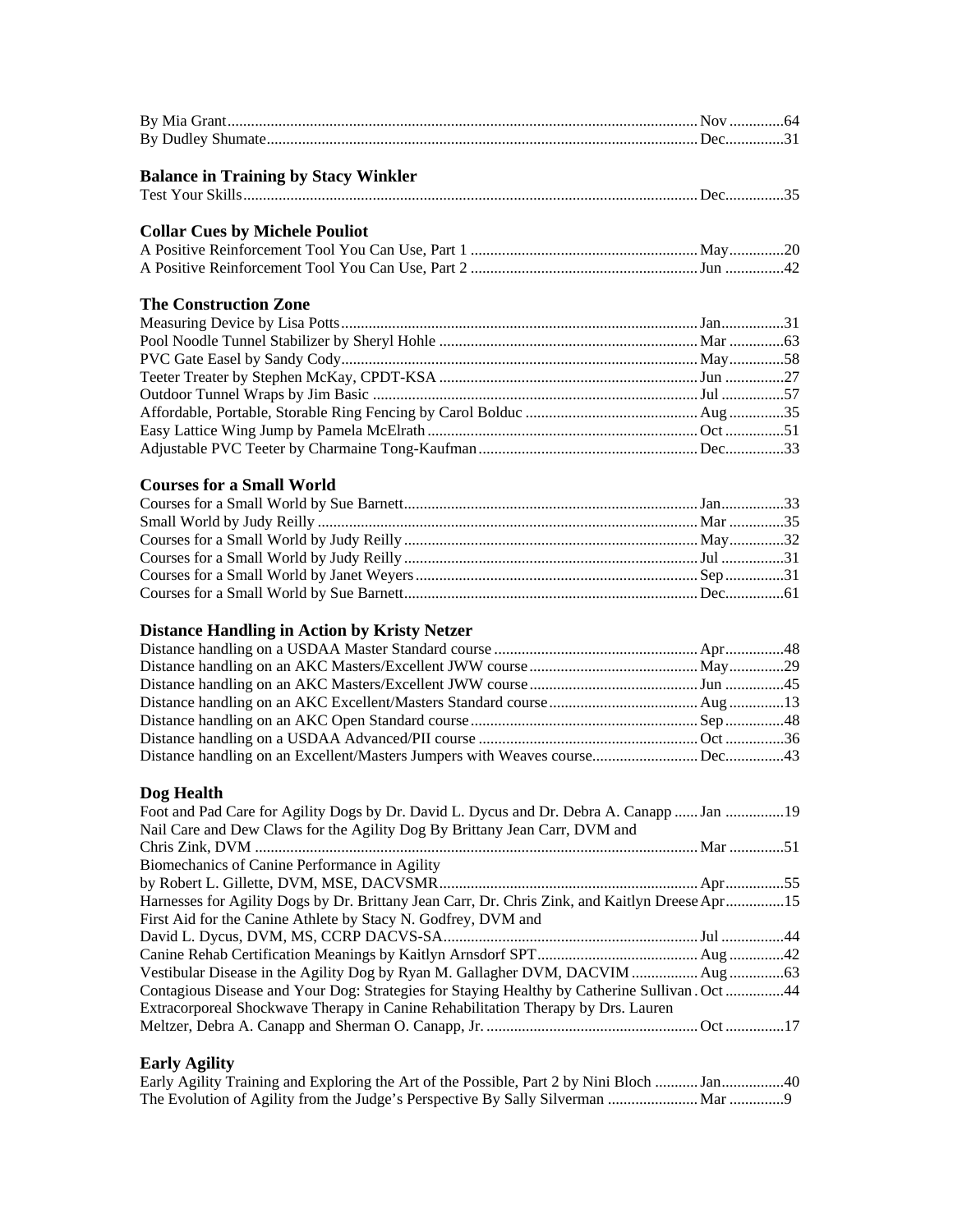By Mia Grant....................................................................................................................Nov .............64
By Dudley Shumate.........................................................................................................Dec...............31

### Balance in Training by Stacy Winkler

Test Your Skills...............................................................................................................Dec...............35

### Collar Cues by Michele Pouliot

A Positive Reinforcement Tool You Can Use, Part 1 ..........................................................May..............20
A Positive Reinforcement Tool You Can Use, Part 2 ..........................................................Jun ...............42

### The Construction Zone

Measuring Device by Lisa Potts...........................................................................................Jan................31
Pool Noodle Tunnel Stabilizer by Sheryl Hohle .................................................................Mar ..............63
PVC Gate Easel by Sandy Cody..........................................................................................May..............58
Teeter Treater by Stephen McKay, CPDT-KSA ..................................................................Jun ...............27
Outdoor Tunnel Wraps by Jim Basic ..................................................................................Jul ................57
Affordable, Portable, Storable Ring Fencing by Carol Bolduc ............................................Aug..............35
Easy Lattice Wing Jump by Pamela McElrath.....................................................................Oct ...............51
Adjustable PVC Teeter by Charmaine Tong-Kaufman........................................................Dec...............33

### Courses for a Small World

Courses for a Small World by Sue Barnett...........................................................................Jan................33
Small World by Judy Reilly ................................................................................................Mar ..............35
Courses for a Small World by Judy Reilly...........................................................................May..............32
Courses for a Small World by Judy Reilly...........................................................................Jul ................31
Courses for a Small World by Janet Weyers........................................................................Sep...............31
Courses for a Small World by Sue Barnett...........................................................................Dec...............61

### Distance Handling in Action by Kristy Netzer

Distance handling on a USDAA Master Standard course ....................................................Apr...............48
Distance handling on an AKC Masters/Excellent JWW course...........................................May..............29
Distance handling on an AKC Masters/Excellent JWW course...........................................Jun ...............45
Distance handling on an AKC Excellent/Masters Standard course......................................Aug..............13
Distance handling on an AKC Open Standard course..........................................................Sep...............48
Distance handling on a USDAA Advanced/PII course ........................................................Oct ...............36
Distance handling on an Excellent/Masters Jumpers with Weaves course...........................Dec...............43

### Dog Health

Foot and Pad Care for Agility Dogs by Dr. David L. Dycus and Dr. Debra A. Canapp ......Jan ...............19
Nail Care and Dew Claws for the Agility Dog By Brittany Jean Carr, DVM and
Chris Zink, DVM .................................................................................................................Mar ..............51
Biomechanics of Canine Performance in Agility
by Robert L. Gillette, DVM, MSE, DACVSMR..................................................................Apr...............55
Harnesses for Agility Dogs by Dr. Brittany Jean Carr, Dr. Chris Zink, and Kaitlyn Dreese Apr...............15
First Aid for the Canine Athlete by Stacy N. Godfrey, DVM and
David L. Dycus, DVM, MS, CCRP DACVS-SA.................................................................Jul ................44
Canine Rehab Certification Meanings by Kaitlyn Arnsdorf SPT.........................................Aug..............42
Vestibular Disease in the Agility Dog by Ryan M. Gallagher DVM, DACVIM .................Aug..............63
Contagious Disease and Your Dog: Strategies for Staying Healthy by Catherine Sullivan .Oct ...............44
Extracorporeal Shockwave Therapy in Canine Rehabilitation Therapy by Drs. Lauren
Meltzer, Debra A. Canapp and Sherman O. Canapp, Jr. ......................................................Oct ...............17

### Early Agility

Early Agility Training and Exploring the Art of the Possible, Part 2 by Nini Bloch ...........Jan................40
The Evolution of Agility from the Judge's Perspective By Sally Silverman .......................Mar ..............9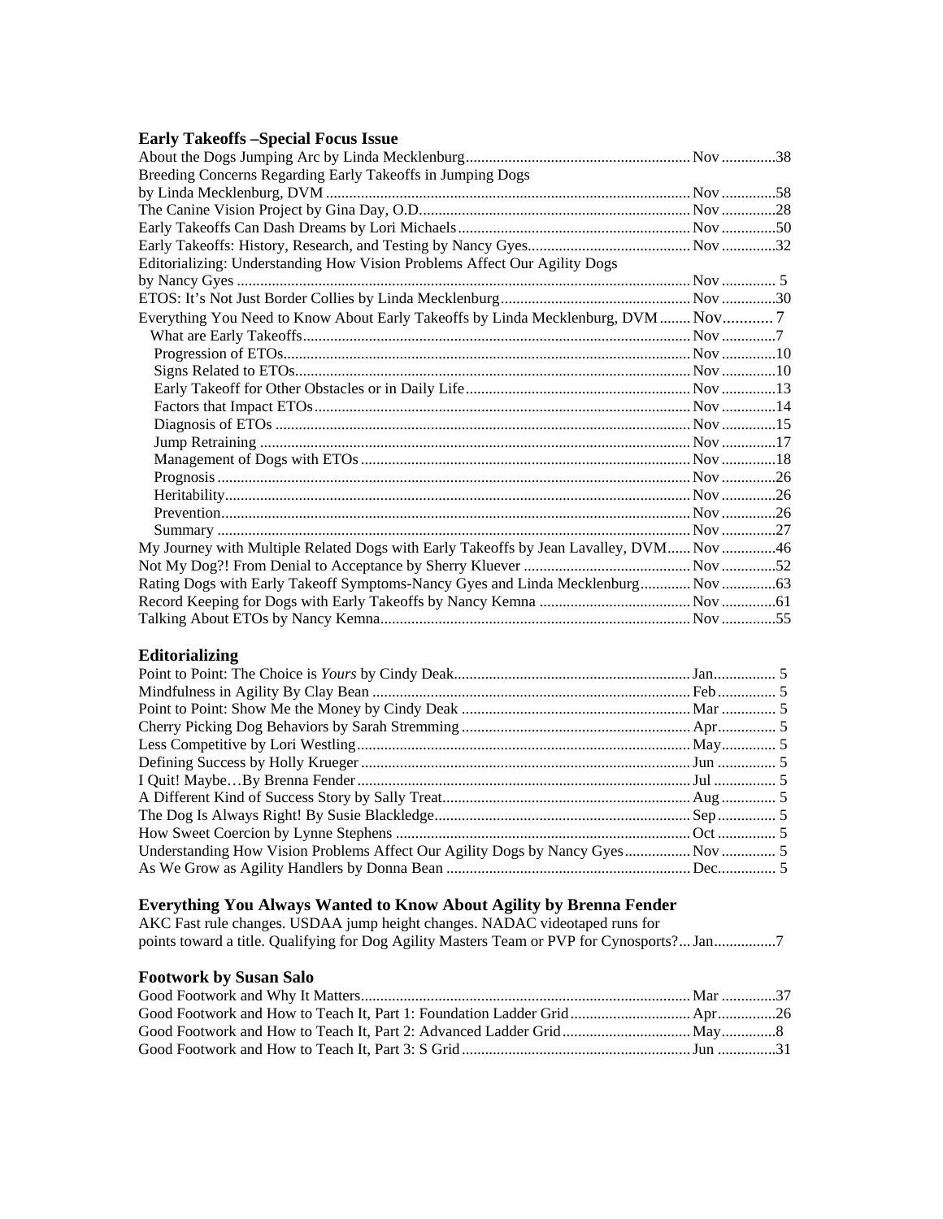### Early Takeoffs –Special Focus Issue

| | | |
|---|---|---|
| About the Dogs Jumping Arc by Linda Mecklenburg | Nov | 38 |
| Breeding Concerns Regarding Early Takeoffs in Jumping Dogs by Linda Mecklenburg, DVM | Nov | 58 |
| The Canine Vision Project by Gina Day, O.D. | Nov | 28 |
| Early Takeoffs Can Dash Dreams by Lori Michaels | Nov | 50 |
| Early Takeoffs: History, Research, and Testing by Nancy Gyes | Nov | 32 |
| Editorializing: Understanding How Vision Problems Affect Our Agility Dogs by Nancy Gyes | Nov | 5 |
| ETOS: It's Not Just Border Collies by Linda Mecklenburg | Nov | 30 |
| Everything You Need to Know About Early Takeoffs by Linda Mecklenburg, DVM | Nov | 7 |
| What are Early Takeoffs | Nov | 7 |
| Progression of ETOs | Nov | 10 |
| Signs Related to ETOs | Nov | 10 |
| Early Takeoff for Other Obstacles or in Daily Life | Nov | 13 |
| Factors that Impact ETOs | Nov | 14 |
| Diagnosis of ETOs | Nov | 15 |
| Jump Retraining | Nov | 17 |
| Management of Dogs with ETOs | Nov | 18 |
| Prognosis | Nov | 26 |
| Heritability | Nov | 26 |
| Prevention | Nov | 26 |
| Summary | Nov | 27 |
| My Journey with Multiple Related Dogs with Early Takeoffs by Jean Lavalley, DVM | Nov | 46 |
| Not My Dog?! From Denial to Acceptance by Sherry Kluever | Nov | 52 |
| Rating Dogs with Early Takeoff Symptoms-Nancy Gyes and Linda Mecklenburg | Nov | 63 |
| Record Keeping for Dogs with Early Takeoffs by Nancy Kemna | Nov | 61 |
| Talking About ETOs by Nancy Kemna | Nov | 55 |

### Editorializing

| | | |
|---|---|---|
| Point to Point: The Choice is *Yours* by Cindy Deak | Jan | 5 |
| Mindfulness in Agility By Clay Bean | Feb | 5 |
| Point to Point: Show Me the Money by Cindy Deak | Mar | 5 |
| Cherry Picking Dog Behaviors by Sarah Stremming | Apr | 5 |
| Less Competitive by Lori Westling | May | 5 |
| Defining Success by Holly Krueger | Jun | 5 |
| I Quit! Maybe…By Brenna Fender | Jul | 5 |
| A Different Kind of Success Story by Sally Treat | Aug | 5 |
| The Dog Is Always Right! By Susie Blackledge | Sep | 5 |
| How Sweet Coercion by Lynne Stephens | Oct | 5 |
| Understanding How Vision Problems Affect Our Agility Dogs by Nancy Gyes | Nov | 5 |
| As We Grow as Agility Handlers by Donna Bean | Dec | 5 |

### Everything You Always Wanted to Know About Agility by Brenna Fender

| | | |
|---|---|---|
| AKC Fast rule changes. USDAA jump height changes. NADAC videotaped runs for points toward a title. Qualifying for Dog Agility Masters Team or PVP for Cynosports? | Jan | 7 |

### Footwork by Susan Salo

| | | |
|---|---|---|
| Good Footwork and Why It Matters | Mar | 37 |
| Good Footwork and How to Teach It, Part 1: Foundation Ladder Grid | Apr | 26 |
| Good Footwork and How to Teach It, Part 2: Advanced Ladder Grid | May | 8 |
| Good Footwork and How to Teach It, Part 3: S Grid | Jun | 31 |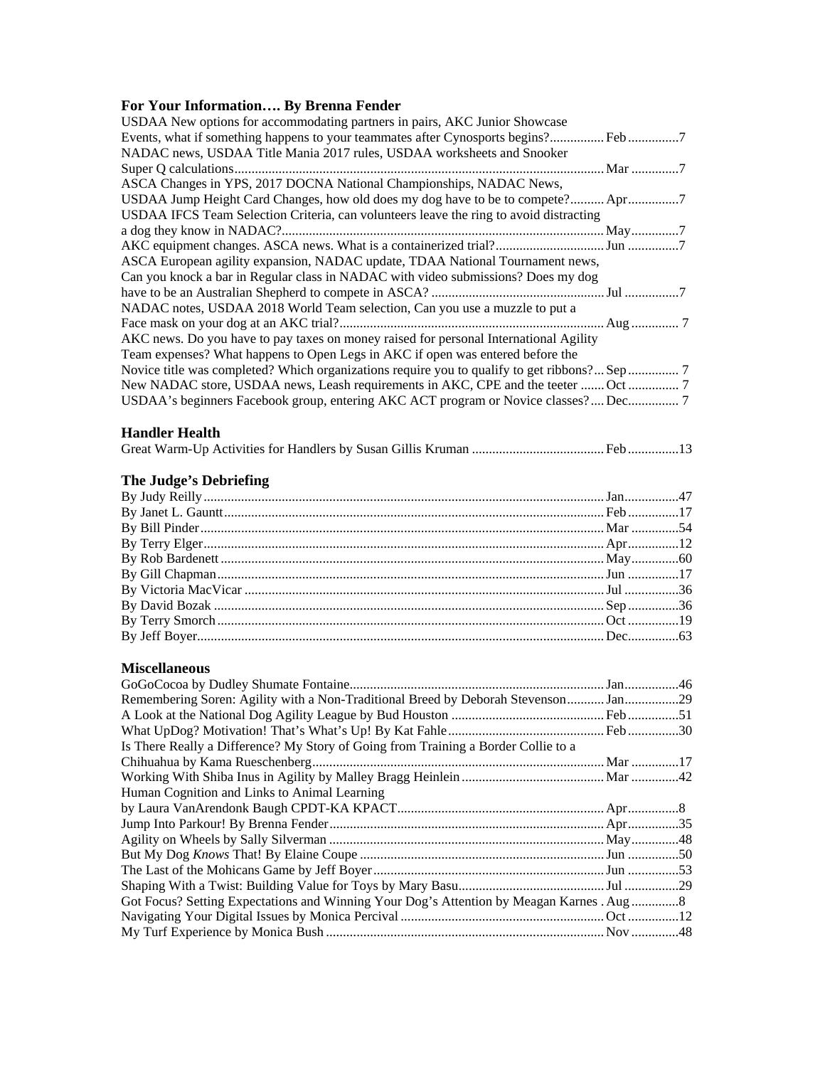### For Your Information…. By Brenna Fender

USDAA New options for accommodating partners in pairs, AKC Junior Showcase Events, what if something happens to your teammates after Cynosports begins?................ Feb ...............7

NADAC news, USDAA Title Mania 2017 rules, USDAA worksheets and Snooker Super Q calculations............................................................................................................ Mar ..............7

ASCA Changes in YPS, 2017 DOCNA National Championships, NADAC News, USDAA Jump Height Card Changes, how old does my dog have to be to compete?.......... Apr...............7

USDAA IFCS Team Selection Criteria, can volunteers leave the ring to avoid distracting a dog they know in NADAC?.............................................................................................. May..............7

AKC equipment changes. ASCA news. What is a containerized trial?................................ Jun ...............7

ASCA European agility expansion, NADAC update, TDAA National Tournament news, Can you knock a bar in Regular class in NADAC with video submissions? Does my dog have to be an Australian Shepherd to compete in ASCA? .................................................... Jul ................7

NADAC notes, USDAA 2018 World Team selection, Can you use a muzzle to put a Face mask on your dog at an AKC trial?.............................................................................. Aug .............. 7

AKC news. Do you have to pay taxes on money raised for personal International Agility Team expenses? What happens to Open Legs in AKC if open was entered before the Novice title was completed? Which organizations require you to qualify to get ribbons?... Sep ............... 7

New NADAC store, USDAA news, Leash requirements in AKC, CPE and the teeter ....... Oct ............... 7

USDAA's beginners Facebook group, entering AKC ACT program or Novice classes?.... Dec............... 7

### Handler Health

Great Warm-Up Activities for Handlers by Susan Gillis Kruman ....................................... Feb ...............13

### The Judge's Debriefing

By Judy Reilly..................................................................................................................... Jan................47
By Janet L. Gauntt............................................................................................................... Feb ...............17
By Bill Pinder...................................................................................................................... Mar ..............54
By Terry Elger..................................................................................................................... Apr...............12
By Rob Bardenett ................................................................................................................ May..............60
By Gill Chapman................................................................................................................. Jun ...............17
By Victoria MacVicar ......................................................................................................... Jul ................36
By David Bozak .................................................................................................................. Sep ...............36
By Terry Smorch ................................................................................................................. Oct ...............19
By Jeff Boyer....................................................................................................................... Dec...............63

### Miscellaneous

GoGoCocoa by Dudley Shumate Fontaine........................................................................... Jan................46
Remembering Soren: Agility with a Non-Traditional Breed by Deborah Stevenson........... Jan................29
A Look at the National Dog Agility League by Bud Houston ............................................. Feb ...............51
What UpDog? Motivation! That's What's Up! By Kat Fahle.............................................. Feb ...............30
Is There Really a Difference? My Story of Going from Training a Border Collie to a Chihuahua by Kama Rueschenberg...................................................................................... Mar ..............17
Working With Shiba Inus in Agility by Malley Bragg Heinlein .......................................... Mar ..............42
Human Cognition and Links to Animal Learning by Laura VanArendonk Baugh CPDT-KA KPACT............................................................. Apr...............8
Jump Into Parkour! By Brenna Fender................................................................................. Apr...............35
Agility on Wheels by Sally Silverman ................................................................................. May..............48
But My Dog *Knows* That! By Elaine Coupe ........................................................................ Jun ...............50
The Last of the Mohicans Game by Jeff Boyer.................................................................... Jun ...............53
Shaping With a Twist: Building Value for Toys by Mary Basu........................................... Jul ................29
Got Focus? Setting Expectations and Winning Your Dog's Attention by Meagan Karnes . Aug ..............8
Navigating Your Digital Issues by Monica Percival ............................................................ Oct ...............12
My Turf Experience by Monica Bush .................................................................................. Nov ..............48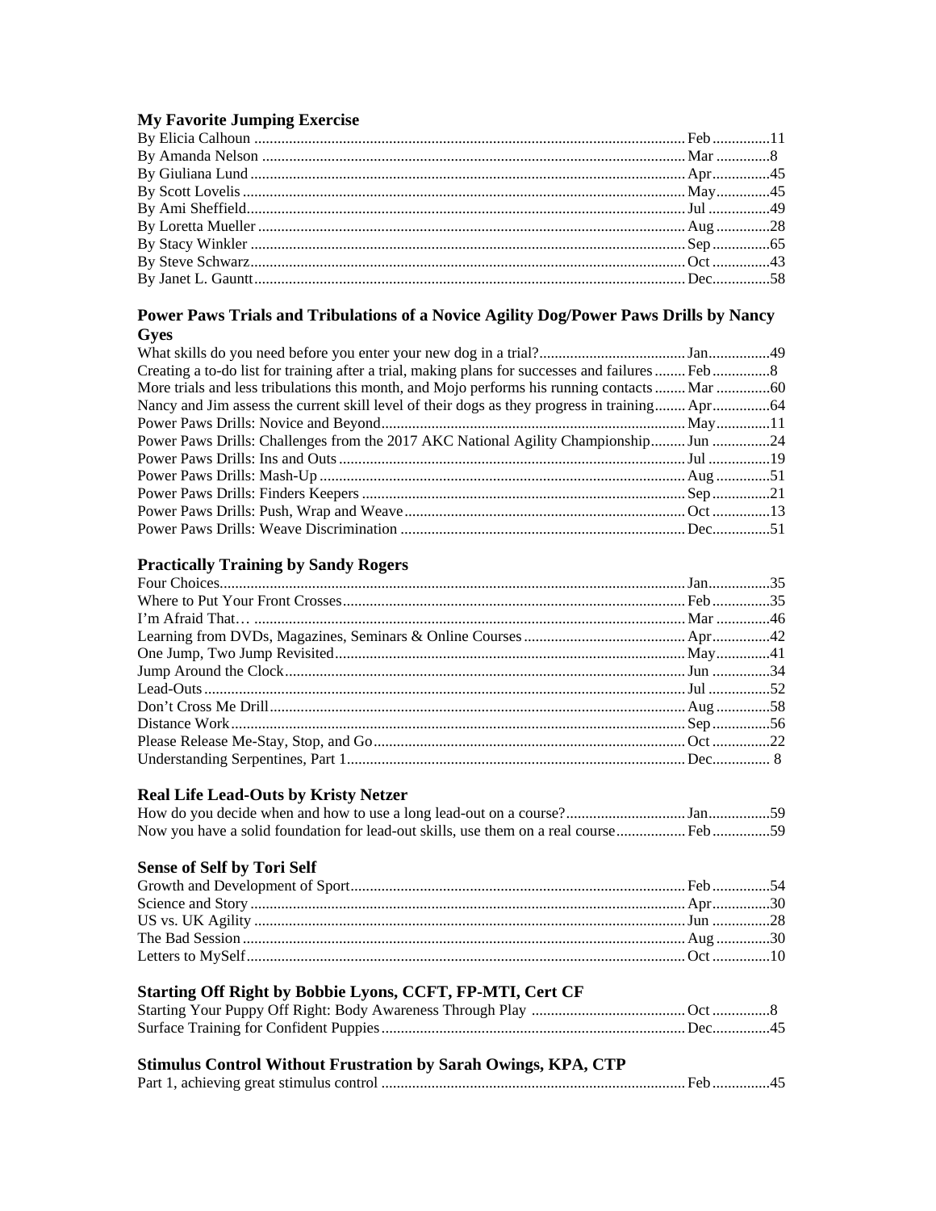### My Favorite Jumping Exercise

By Elicia Calhoun ................................................................................................ Feb ...............11
By Amanda Nelson .............................................................................................. Mar ..............8
By Giuliana Lund ................................................................................................. Apr...............45
By Scott Lovelis ................................................................................................... May..............45
By Ami Sheffield.................................................................................................. Jul ................49
By Loretta Mueller ............................................................................................... Aug ..............28
By Stacy Winkler ................................................................................................. Sep ...............65
By Steve Schwarz................................................................................................. Oct ...............43
By Janet L. Gauntt................................................................................................ Dec...............58

### Power Paws Trials and Tribulations of a Novice Agility Dog/Power Paws Drills by Nancy Gyes

What skills do you need before you enter your new dog in a trial?....................................... Jan................49
Creating a to-do list for training after a trial, making plans for successes and failures ........ Feb ...............8
More trials and less tribulations this month, and Mojo performs his running contacts ........ Mar ..............60
Nancy and Jim assess the current skill level of their dogs as they progress in training........ Apr...............64
Power Paws Drills: Novice and Beyond............................................................................... May..............11
Power Paws Drills: Challenges from the 2017 AKC National Agility Championship......... Jun ...............24
Power Paws Drills: Ins and Outs .......................................................................................... Jul ................19
Power Paws Drills: Mash-Up ............................................................................................... Aug ..............51
Power Paws Drills: Finders Keepers .................................................................................... Sep ...............21
Power Paws Drills: Push, Wrap and Weave......................................................................... Oct ...............13
Power Paws Drills: Weave Discrimination .......................................................................... Dec...............51

### Practically Training by Sandy Rogers

Four Choices......................................................................................................................... Jan................35
Where to Put Your Front Crosses......................................................................................... Feb ...............35
I'm Afraid That… ................................................................................................................ Mar ..............46
Learning from DVDs, Magazines, Seminars & Online Courses.......................................... Apr...............42
One Jump, Two Jump Revisited........................................................................................... May..............41
Jump Around the Clock........................................................................................................ Jun ...............34
Lead-Outs............................................................................................................................. Jul ................52
Don't Cross Me Drill............................................................................................................ Aug ..............58
Distance Work...................................................................................................................... Sep ...............56
Please Release Me-Stay, Stop, and Go................................................................................. Oct ...............22
Understanding Serpentines, Part 1........................................................................................ Dec............... 8

### Real Life Lead-Outs by Kristy Netzer

How do you decide when and how to use a long lead-out on a course?................................ Jan................59
Now you have a solid foundation for lead-out skills, use them on a real course.................. Feb ...............59

### Sense of Self by Tori Self

Growth and Development of Sport....................................................................................... Feb ...............54
Science and Story ................................................................................................................. Apr...............30
US vs. UK Agility ................................................................................................................ Jun ...............28
The Bad Session ................................................................................................................... Aug ..............30
Letters to MySelf.................................................................................................................. Oct ...............10

### Starting Off Right by Bobbie Lyons, CCFT, FP-MTI, Cert CF

Starting Your Puppy Off Right: Body Awareness Through Play ......................................... Oct ...............8
Surface Training for Confident Puppies............................................................................... Dec...............45

### Stimulus Control Without Frustration by Sarah Owings, KPA, CTP

Part 1, achieving great stimulus control ............................................................................... Feb ...............45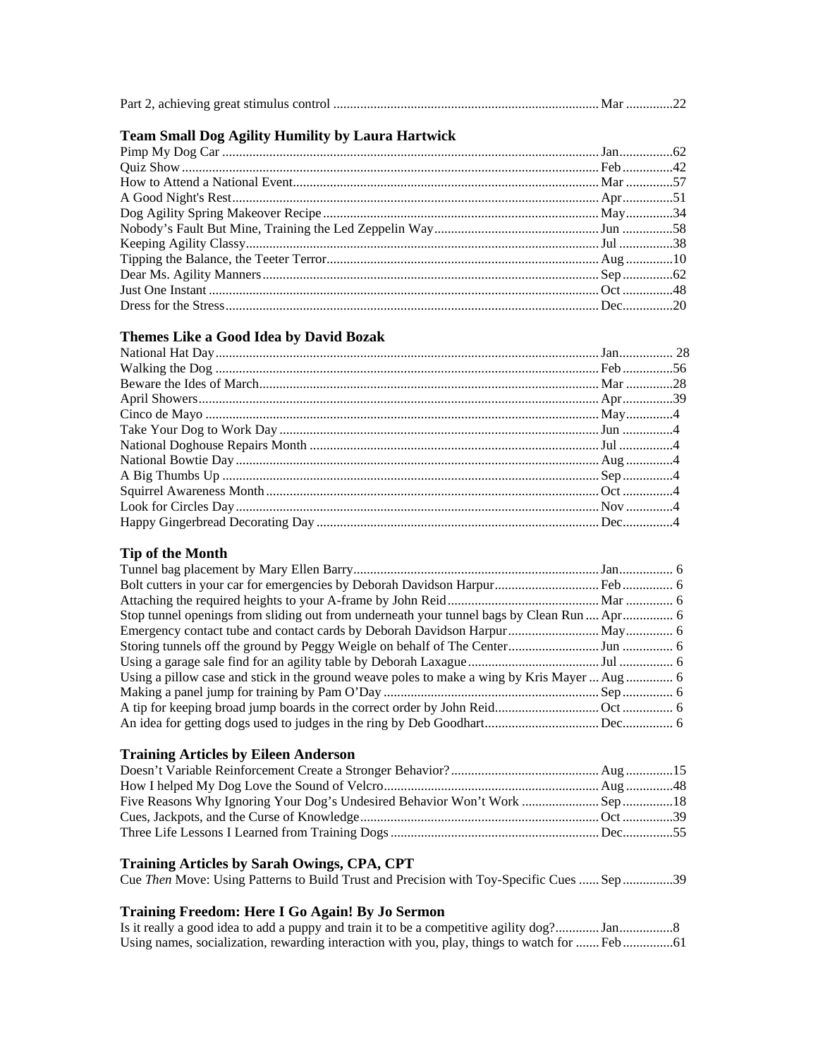Part 2, achieving great stimulus control ............................................................................... Mar .............22

### Team Small Dog Agility Humility by Laura Hartwick

Pimp My Dog Car ................................................................................................................ Jan................62
Quiz Show ........................................................................................................................... Feb ...............42
How to Attend a National Event........................................................................................... Mar ..............57
A Good Night's Rest............................................................................................................. Apr...............51
Dog Agility Spring Makeover Recipe .................................................................................. May..............34
Nobody's Fault But Mine, Training the Led Zeppelin Way.................................................. Jun ...............58
Keeping Agility Classy......................................................................................................... Jul ................38
Tipping the Balance, the Teeter Terror................................................................................. Aug ..............10
Dear Ms. Agility Manners.................................................................................................... Sep ...............62
Just One Instant .................................................................................................................... Oct ...............48
Dress for the Stress............................................................................................................... Dec...............20

### Themes Like a Good Idea by David Bozak

National Hat Day.................................................................................................................. Jan................ 28
Walking the Dog .................................................................................................................. Feb ...............56
Beware the Ides of March..................................................................................................... Mar ..............28
April Showers....................................................................................................................... Apr...............39
Cinco de Mayo ..................................................................................................................... May..............4
Take Your Dog to Work Day ............................................................................................... Jun ...............4
National Doghouse Repairs Month ...................................................................................... Jul ................4
National Bowtie Day ............................................................................................................ Aug ..............4
A Big Thumbs Up ................................................................................................................ Sep ...............4
Squirrel Awareness Month ................................................................................................... Oct ...............4
Look for Circles Day............................................................................................................ Nov ..............4
Happy Gingerbread Decorating Day .................................................................................... Dec...............4

### Tip of the Month

Tunnel bag placement by Mary Ellen Barry.......................................................................... Jan................ 6
Bolt cutters in your car for emergencies by Deborah Davidson Harpur............................... Feb ............... 6
Attaching the required heights to your A-frame by John Reid............................................. Mar .............. 6
Stop tunnel openings from sliding out from underneath your tunnel bags by Clean Run .... Apr............... 6
Emergency contact tube and contact cards by Deborah Davidson Harpur........................... May.............. 6
Storing tunnels off the ground by Peggy Weigle on behalf of The Center........................... Jun ............... 6
Using a garage sale find for an agility table by Deborah Laxague........................................ Jul ................ 6
Using a pillow case and stick in the ground weave poles to make a wing by Kris Mayer ... Aug .............. 6
Making a panel jump for training by Pam O'Day ................................................................ Sep ............... 6
A tip for keeping broad jump boards in the correct order by John Reid............................... Oct ............... 6
An idea for getting dogs used to judges in the ring by Deb Goodhart.................................. Dec............... 6

### Training Articles by Eileen Anderson

Doesn't Variable Reinforcement Create a Stronger Behavior?............................................ Aug ..............15
How I helped My Dog Love the Sound of Velcro................................................................ Aug ..............48
Five Reasons Why Ignoring Your Dog's Undesired Behavior Won't Work ....................... Sep ...............18
Cues, Jackpots, and the Curse of Knowledge....................................................................... Oct ...............39
Three Life Lessons I Learned from Training Dogs .............................................................. Dec...............55

### Training Articles by Sarah Owings, CPA, CPT

Cue *Then* Move: Using Patterns to Build Trust and Precision with Toy-Specific Cues ...... Sep ...............39

### Training Freedom: Here I Go Again! By Jo Sermon

Is it really a good idea to add a puppy and train it to be a competitive agility dog?............. Jan................8
Using names, socialization, rewarding interaction with you, play, things to watch for ....... Feb ...............61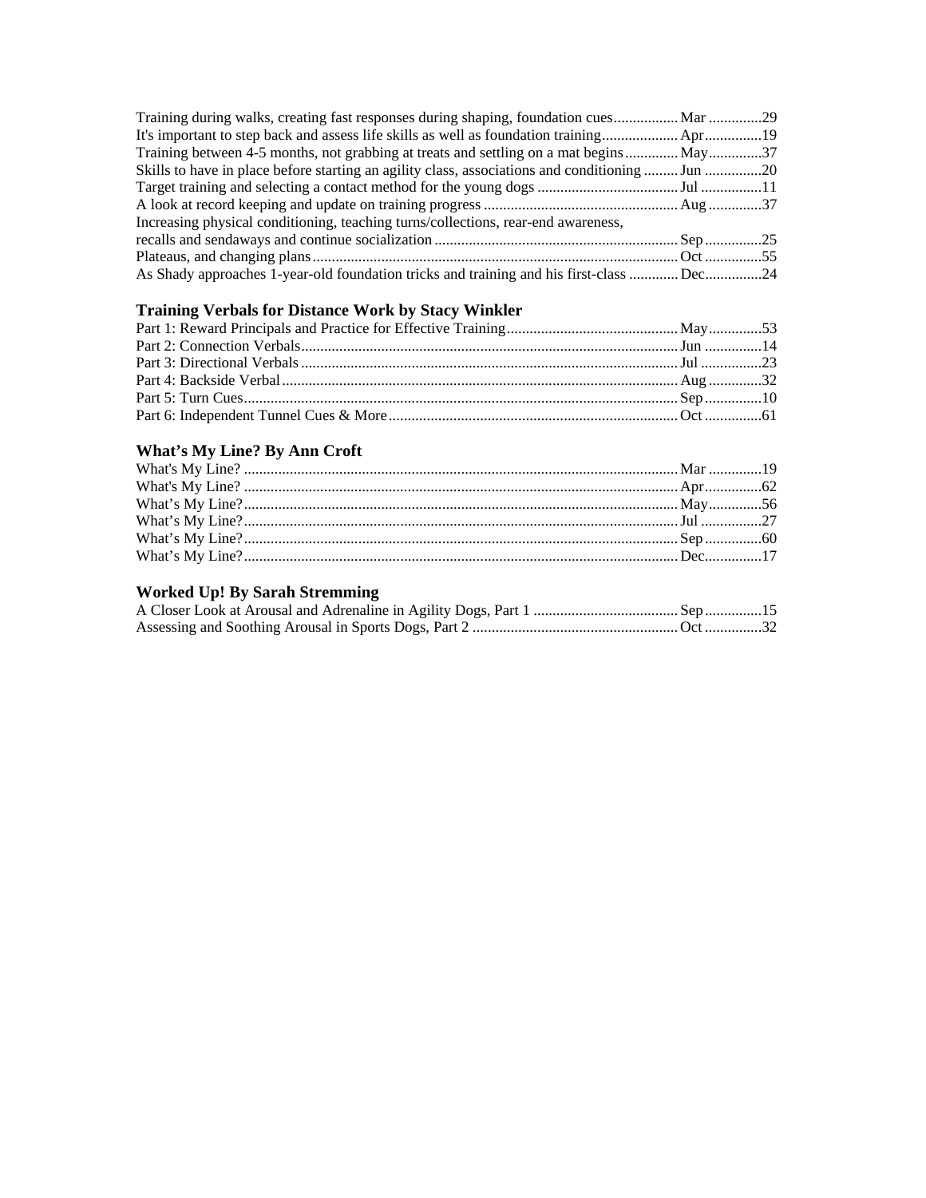Training during walks, creating fast responses during shaping, foundation cues................. Mar ..............29
It's important to step back and assess life skills as well as foundation training.................... Apr...............19
Training between 4-5 months, not grabbing at treats and settling on a mat begins.............. May..............37
Skills to have in place before starting an agility class, associations and conditioning .......... Jun ...............20
Target training and selecting a contact method for the young dogs ...................................... Jul ................11
A look at record keeping and update on training progress .................................................... Aug ..............37
Increasing physical conditioning, teaching turns/collections, rear-end awareness,
recalls and sendaways and continue socialization ................................................................. Sep ...............25
Plateaus, and changing plans................................................................................................. Oct ...............55
As Shady approaches 1-year-old foundation tricks and training and his first-class ............. Dec...............24

### Training Verbals for Distance Work by Stacy Winkler

Part 1: Reward Principals and Practice for Effective Training............................................. May..............53
Part 2: Connection Verbals.................................................................................................... Jun ...............14
Part 3: Directional Verbals .................................................................................................... Jul ................23
Part 4: Backside Verbal......................................................................................................... Aug ..............32
Part 5: Turn Cues.................................................................................................................. Sep ...............10
Part 6: Independent Tunnel Cues & More ............................................................................ Oct ...............61

### What's My Line? By Ann Croft

What's My Line? .................................................................................................................. Mar ..............19
What's My Line? .................................................................................................................. Apr...............62
What's My Line?................................................................................................................... May..............56
What's My Line?................................................................................................................... Jul ................27
What's My Line?................................................................................................................... Sep ...............60
What's My Line?................................................................................................................... Dec...............17

### Worked Up! By Sarah Stremming

A Closer Look at Arousal and Adrenaline in Agility Dogs, Part 1 ...................................... Sep ...............15
Assessing and Soothing Arousal in Sports Dogs, Part 2 ....................................................... Oct ...............32